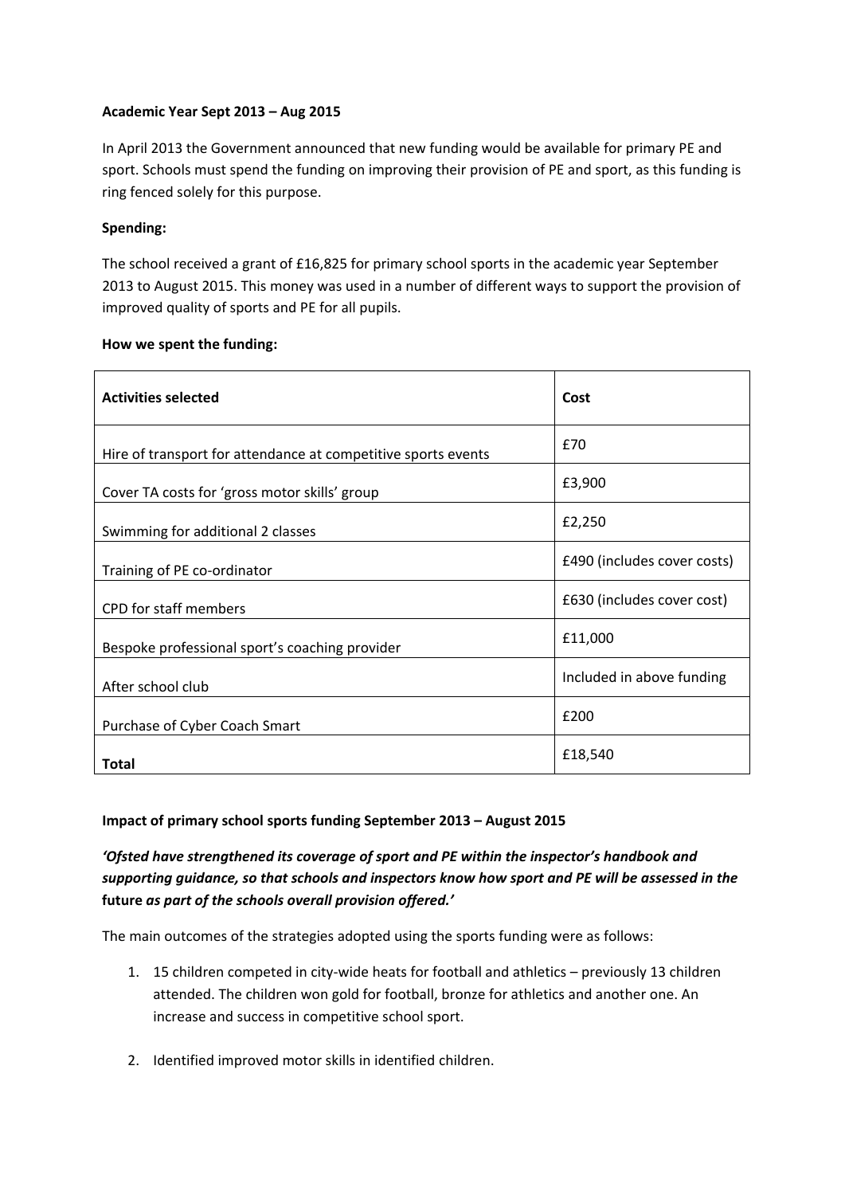**Academic Year Sept 2013 – Aug 2015**

In April 2013 the Government announced that new funding would be available for primary PE and sport. Schools must spend the funding on improving their provision of PE and sport, as this funding is ring fenced solely for this purpose.

**Spending:**

The school received a grant of £16,825 for primary school sports in the academic year September 2013 to August 2015. This money was used in a number of different ways to support the provision of improved quality of sports and PE for all pupils.

**How we spent the funding:**

| **Activities selected** | **Cost** |
|---|---|
| Hire of transport for attendance at competitive sports events | £70 |
| Cover TA costs for 'gross motor skills' group | £3,900 |
| Swimming for additional 2 classes | £2,250 |
| Training of PE co-ordinator | £490 (includes cover costs) |
| CPD for staff members | £630 (includes cover cost) |
| Bespoke professional sport's coaching provider | £11,000 |
| After school club | Included in above funding |
| Purchase of Cyber Coach Smart | £200 |
| **Total** | £18,540 |

**Impact of primary school sports funding September 2013 – August 2015**

***'Ofsted have strengthened its coverage of sport and PE within the inspector's handbook and supporting guidance, so that schools and inspectors know how sport and PE will be assessed in the*** **future** ***as part of the schools overall provision offered.'***

The main outcomes of the strategies adopted using the sports funding were as follows:

1. 15 children competed in city-wide heats for football and athletics – previously 13 children attended. The children won gold for football, bronze for athletics and another one. An increase and success in competitive school sport.

2. Identified improved motor skills in identified children.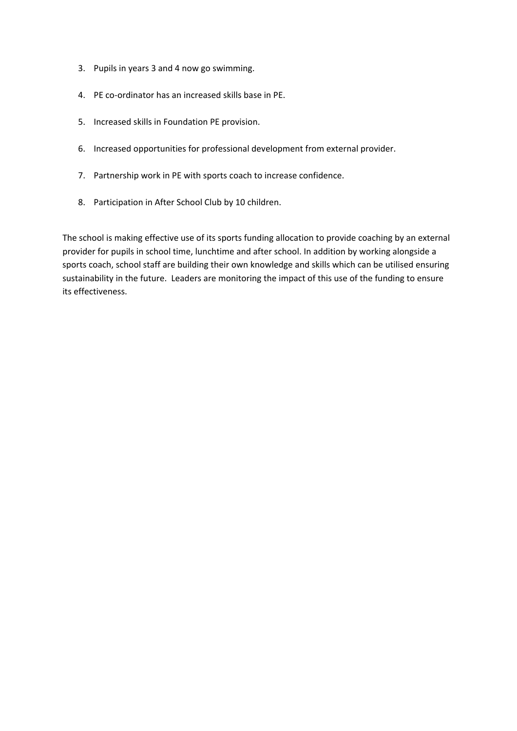3. Pupils in years 3 and 4 now go swimming.

4. PE co-ordinator has an increased skills base in PE.

5. Increased skills in Foundation PE provision.

6. Increased opportunities for professional development from external provider.

7. Partnership work in PE with sports coach to increase confidence.

8. Participation in After School Club by 10 children.

The school is making effective use of its sports funding allocation to provide coaching by an external provider for pupils in school time, lunchtime and after school. In addition by working alongside a sports coach, school staff are building their own knowledge and skills which can be utilised ensuring sustainability in the future. Leaders are monitoring the impact of this use of the funding to ensure its effectiveness.